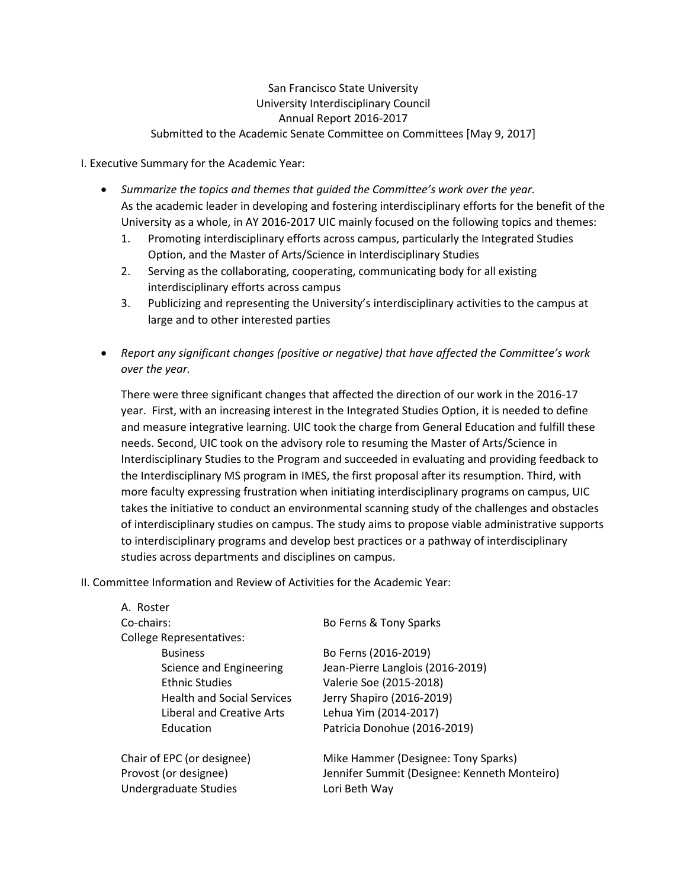San Francisco State University
University Interdisciplinary Council
Annual Report 2016-2017
Submitted to the Academic Senate Committee on Committees [May 9, 2017]

I. Executive Summary for the Academic Year:

- *Summarize the topics and themes that guided the Committee's work over the year.*
  As the academic leader in developing and fostering interdisciplinary efforts for the benefit of the University as a whole, in AY 2016-2017 UIC mainly focused on the following topics and themes:
  1. Promoting interdisciplinary efforts across campus, particularly the Integrated Studies Option, and the Master of Arts/Science in Interdisciplinary Studies
  2. Serving as the collaborating, cooperating, communicating body for all existing interdisciplinary efforts across campus
  3. Publicizing and representing the University's interdisciplinary activities to the campus at large and to other interested parties

- *Report any significant changes (positive or negative) that have affected the Committee's work over the year.*

  There were three significant changes that affected the direction of our work in the 2016-17 year. First, with an increasing interest in the Integrated Studies Option, it is needed to define and measure integrative learning. UIC took the charge from General Education and fulfill these needs. Second, UIC took on the advisory role to resuming the Master of Arts/Science in Interdisciplinary Studies to the Program and succeeded in evaluating and providing feedback to the Interdisciplinary MS program in IMES, the first proposal after its resumption. Third, with more faculty expressing frustration when initiating interdisciplinary programs on campus, UIC takes the initiative to conduct an environmental scanning study of the challenges and obstacles of interdisciplinary studies on campus. The study aims to propose viable administrative supports to interdisciplinary programs and develop best practices or a pathway of interdisciplinary studies across departments and disciplines on campus.

II. Committee Information and Review of Activities for the Academic Year:

A. Roster

| | |
|---|---|
| Co-chairs: | Bo Ferns & Tony Sparks |
| College Representatives: | |
| Business | Bo Ferns (2016-2019) |
| Science and Engineering | Jean-Pierre Langlois (2016-2019) |
| Ethnic Studies | Valerie Soe (2015-2018) |
| Health and Social Services | Jerry Shapiro (2016-2019) |
| Liberal and Creative Arts | Lehua Yim (2014-2017) |
| Education | Patricia Donohue (2016-2019) |
| | |
| Chair of EPC (or designee) | Mike Hammer (Designee: Tony Sparks) |
| Provost (or designee) | Jennifer Summit (Designee: Kenneth Monteiro) |
| Undergraduate Studies | Lori Beth Way |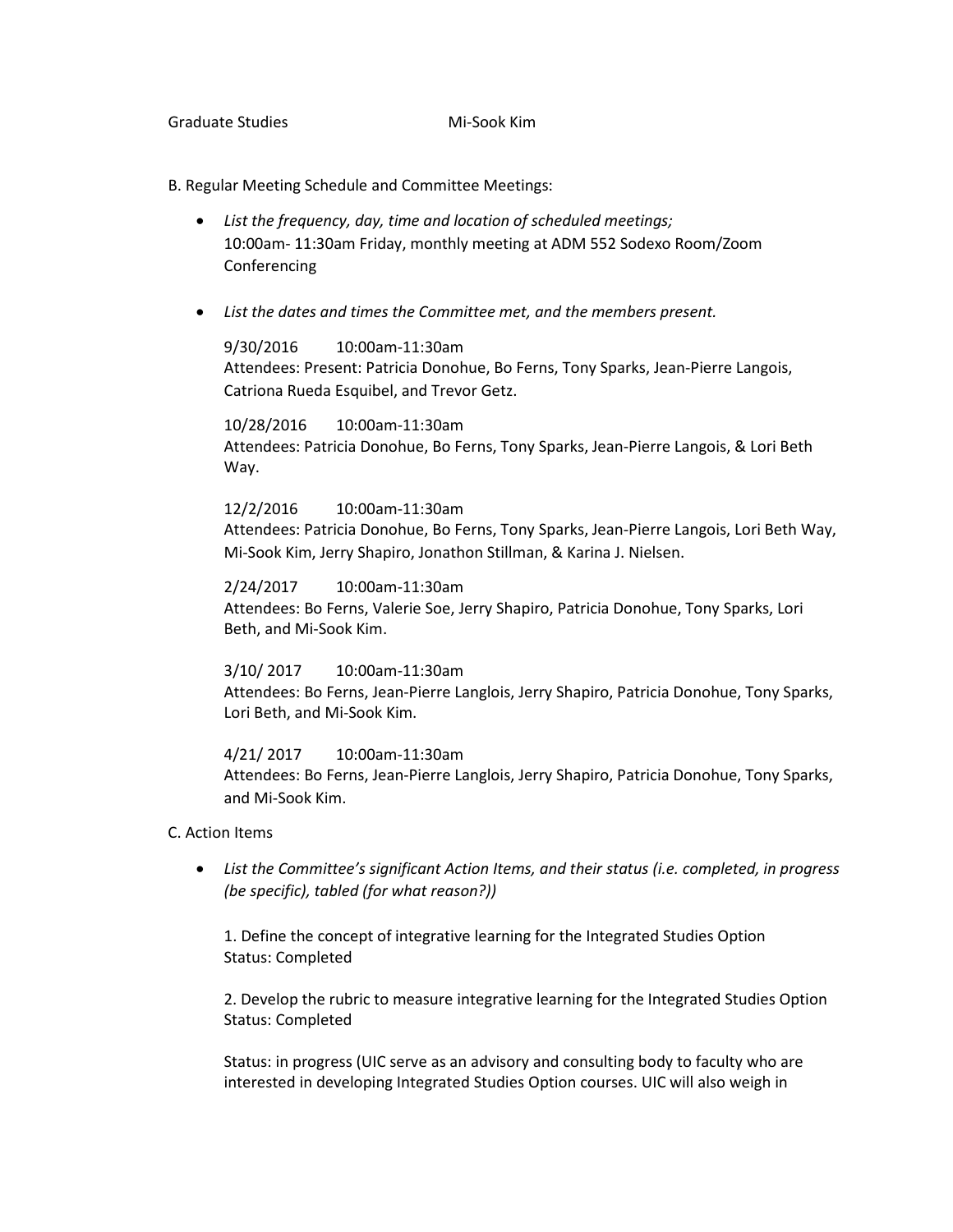Graduate Studies Mi-Sook Kim

B. Regular Meeting Schedule and Committee Meetings:

- *List the frequency, day, time and location of scheduled meetings;*
  10:00am- 11:30am Friday, monthly meeting at ADM 552 Sodexo Room/Zoom Conferencing

- *List the dates and times the Committee met, and the members present.*

  9/30/2016 10:00am-11:30am
  Attendees: Present: Patricia Donohue, Bo Ferns, Tony Sparks, Jean-Pierre Langois, Catriona Rueda Esquibel, and Trevor Getz.

  10/28/2016 10:00am-11:30am
  Attendees: Patricia Donohue, Bo Ferns, Tony Sparks, Jean-Pierre Langois, & Lori Beth Way.

  12/2/2016 10:00am-11:30am
  Attendees: Patricia Donohue, Bo Ferns, Tony Sparks, Jean-Pierre Langois, Lori Beth Way, Mi-Sook Kim, Jerry Shapiro, Jonathon Stillman, & Karina J. Nielsen.

  2/24/2017 10:00am-11:30am
  Attendees: Bo Ferns, Valerie Soe, Jerry Shapiro, Patricia Donohue, Tony Sparks, Lori Beth, and Mi-Sook Kim.

  3/10/ 2017 10:00am-11:30am
  Attendees: Bo Ferns, Jean-Pierre Langlois, Jerry Shapiro, Patricia Donohue, Tony Sparks, Lori Beth, and Mi-Sook Kim.

  4/21/ 2017 10:00am-11:30am
  Attendees: Bo Ferns, Jean-Pierre Langlois, Jerry Shapiro, Patricia Donohue, Tony Sparks, and Mi-Sook Kim.

C. Action Items

- *List the Committee's significant Action Items, and their status (i.e. completed, in progress (be specific), tabled (for what reason?))*

  1. Define the concept of integrative learning for the Integrated Studies Option
  Status: Completed

  2. Develop the rubric to measure integrative learning for the Integrated Studies Option
  Status: Completed

  Status: in progress (UIC serve as an advisory and consulting body to faculty who are interested in developing Integrated Studies Option courses. UIC will also weigh in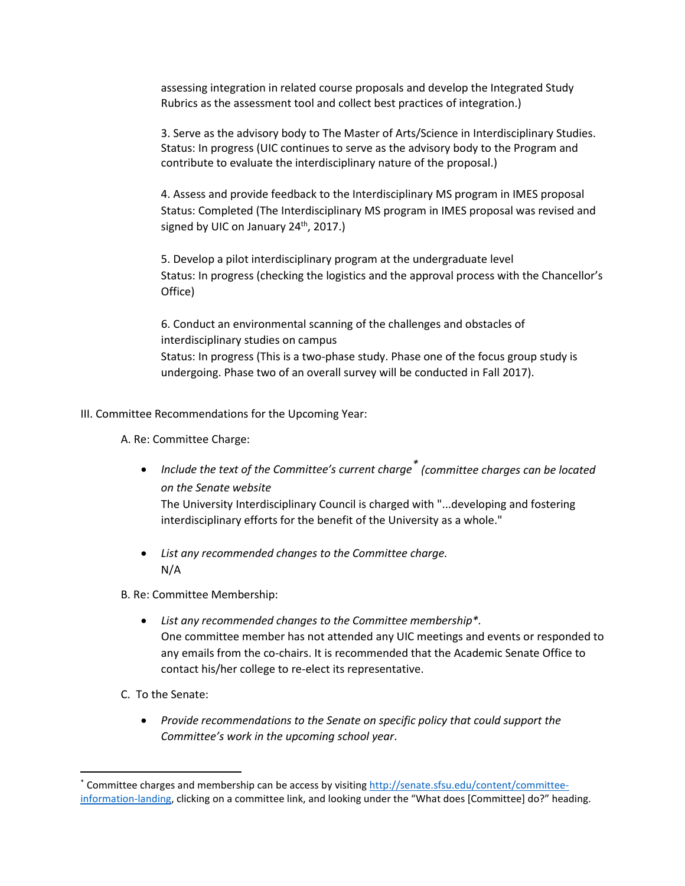assessing integration in related course proposals and develop the Integrated Study Rubrics as the assessment tool and collect best practices of integration.)

3. Serve as the advisory body to The Master of Arts/Science in Interdisciplinary Studies.
Status: In progress (UIC continues to serve as the advisory body to the Program and contribute to evaluate the interdisciplinary nature of the proposal.)

4. Assess and provide feedback to the Interdisciplinary MS program in IMES proposal
Status: Completed (The Interdisciplinary MS program in IMES proposal was revised and signed by UIC on January 24th, 2017.)

5. Develop a pilot interdisciplinary program at the undergraduate level
Status: In progress (checking the logistics and the approval process with the Chancellor's Office)

6. Conduct an environmental scanning of the challenges and obstacles of interdisciplinary studies on campus
Status: In progress (This is a two-phase study. Phase one of the focus group study is undergoing. Phase two of an overall survey will be conducted in Fall 2017).

III. Committee Recommendations for the Upcoming Year:

A. Re: Committee Charge:

- *Include the text of the Committee's current charge[*] (committee charges can be located on the Senate website*
  The University Interdisciplinary Council is charged with "...developing and fostering interdisciplinary efforts for the benefit of the University as a whole."

- *List any recommended changes to the Committee charge.*
  N/A

B. Re: Committee Membership:

- *List any recommended changes to the Committee membership*.*
  One committee member has not attended any UIC meetings and events or responded to any emails from the co-chairs. It is recommended that the Academic Senate Office to contact his/her college to re-elect its representative.

C. To the Senate:

- *Provide recommendations to the Senate on specific policy that could support the Committee's work in the upcoming school year*.

---

[*] Committee charges and membership can be access by visiting http://senate.sfsu.edu/content/committee-information-landing, clicking on a committee link, and looking under the "What does [Committee] do?" heading.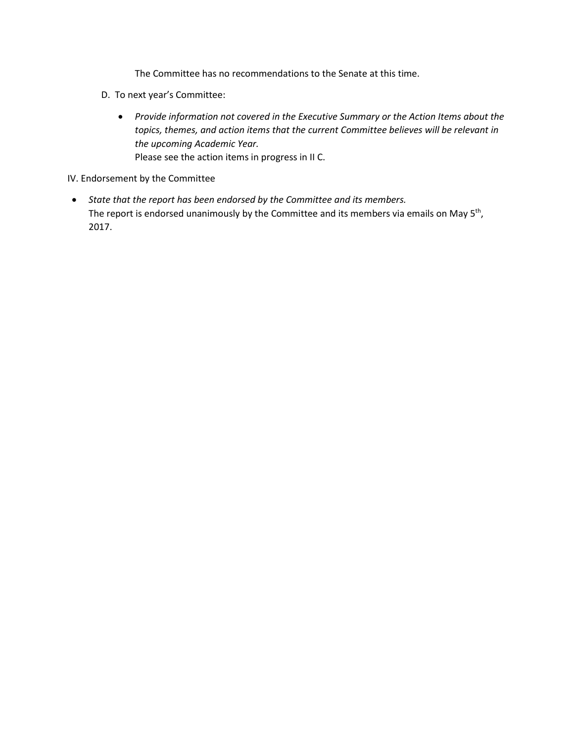The Committee has no recommendations to the Senate at this time.

D. To next year's Committee:

- *Provide information not covered in the Executive Summary or the Action Items about the topics, themes, and action items that the current Committee believes will be relevant in the upcoming Academic Year.*
  Please see the action items in progress in II C.

IV. Endorsement by the Committee

- *State that the report has been endorsed by the Committee and its members.*
  The report is endorsed unanimously by the Committee and its members via emails on May 5th, 2017.